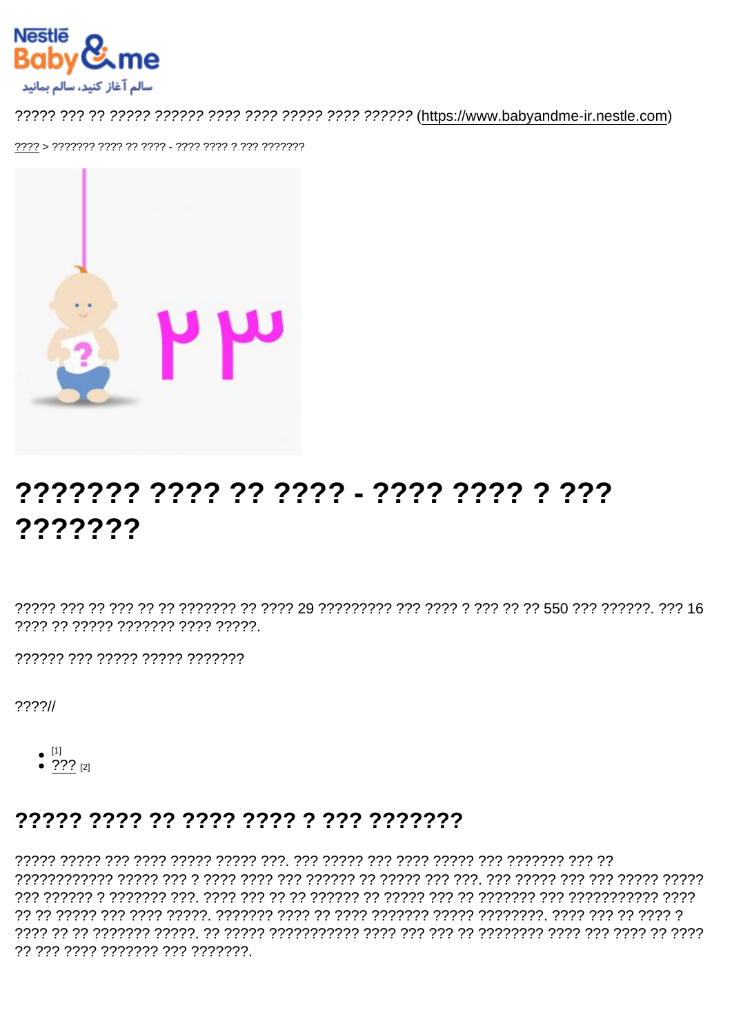????? ??? ?? ????? ?????? ???? ???? ????? ???? ?????? (https://www.babyandme-ir.nestle.com)

???? > ??????? ???? ?? ???? - ???? ???? ? ??? ???????

# ??????? ???? ?? ???? - ???? ???? ? ??? ???????

????? ??? ?? ??? ?? ?? ??????? ?? ???? 29 ????????? ??? ???? ? ??? ?? ?? 550 ??? ??????. ??? 16 ???? ?? ????? ??????? ???? ?????.

?????? ??? ????? ????? ???????

????//

- [1]
- ??? [2]

## ????? ???? ?? ???? ???? ? ??? ???????

????? ????? ??? ???? ????? ????? ???. ??? ????? ??? ???? ????? ??? ??????? ??? ?? ??????????? ????? ??? ? ???? ???? ??? ?????? ?? ????? ??? ???. ??? ????? ??? ??? ????? ????? ??? ?????? ? ??????? ???. ???? ??? ?? ?? ?????? ?? ????? ??? ?? ??????? ??? ??????????? ???? ?? ?? ????? ??? ???? ?????. ??????? ???? ?? ???? ??????? ????? ????????. ???? ??? ?? ???? ? ???? ?? ?? ??????? ?????. ?? ????? ?????????? ???? ??? ??? ?? ???????? ???? ??? ???? ?? ???? ?? ??? ???? ??????? ??? ???????.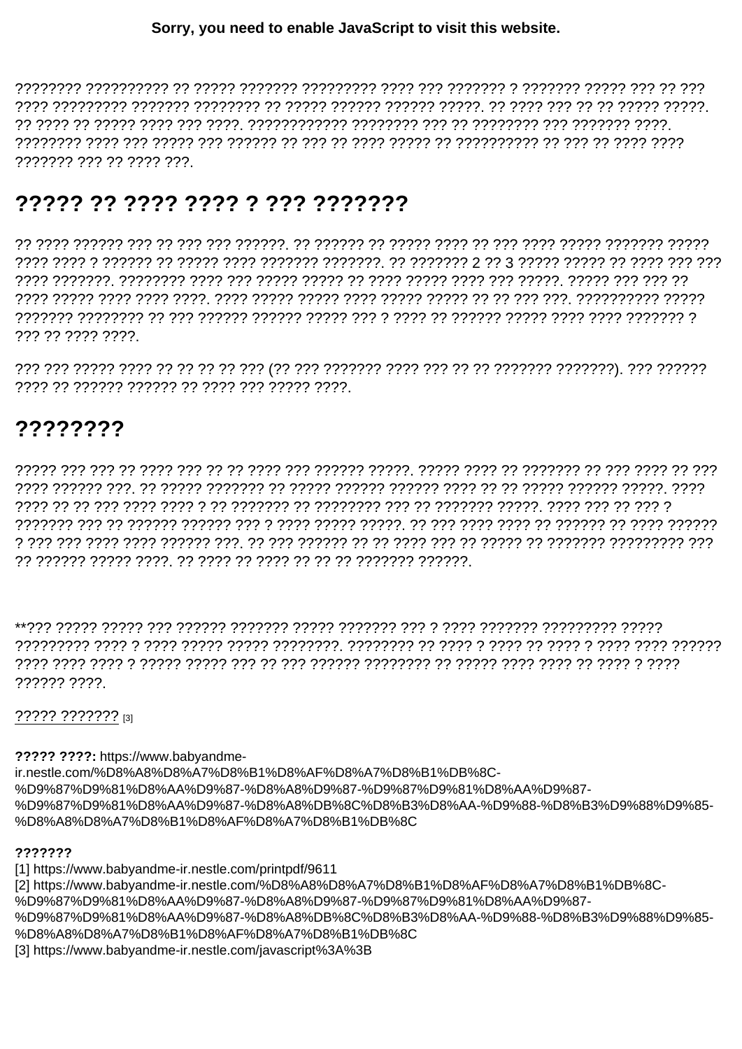**Sorry, you need to enable JavaScript to visit this website.**

???????? ?????????? ?? ????? ??????? ????????? ???? ??? ??????? ? ??????? ????? ??? ?? ??? ???? ????????? ??????? ???????? ?? ????? ?????? ?????? ?????. ?? ???? ??? ?? ?? ????? ?????. ?? ???? ?? ????? ???? ??? ????. ???????????? ???????? ??? ?? ???????? ??? ??????? ????. ???????? ???? ??? ????? ??? ?????? ?? ??? ?? ???? ????? ?? ?????????? ?? ??? ?? ???? ???? ??????? ??? ?? ???? ???.

## ????? ?? ???? ???? ? ??? ???????

?? ???? ?????? ??? ?? ??? ??? ??????. ?? ?????? ?? ????? ???? ?? ??? ???? ????? ??????? ????? ???? ???? ? ?????? ?? ????? ???? ??????? ???????. ?? ??????? 2 ?? 3 ????? ????? ?? ???? ??? ??? ???? ???????. ???????? ???? ??? ????? ????? ?? ???? ????? ???? ??? ?????. ????? ??? ??? ?? ???? ????? ???? ???? ????. ???? ????? ????? ???? ????? ????? ?? ?? ??? ???. ?????????? ????? ??????? ???????? ?? ??? ?????? ?????? ????? ??? ? ???? ?? ?????? ????? ???? ???? ??????? ? ??? ?? ???? ????.

??? ??? ????? ???? ?? ?? ?? ?? ??? (?? ??? ??????? ???? ??? ?? ?? ??????? ???????). ??? ?????? ???? ?? ?????? ?????? ?? ???? ??? ????? ????.

## ????????

????? ??? ??? ?? ???? ??? ?? ?? ???? ??? ?????? ?????. ????? ???? ?? ??????? ?? ??? ???? ?? ??? ???? ?????? ???. ?? ????? ??????? ?? ????? ?????? ?????? ???? ?? ?? ????? ?????? ?????. ???? ???? ?? ?? ??? ???? ???? ? ?? ??????? ?? ???????? ??? ?? ??????? ?????. ???? ??? ?? ??? ? ??????? ??? ?? ?????? ?????? ??? ? ???? ????? ?????. ?? ??? ???? ???? ?? ?????? ?? ???? ?????? ? ??? ??? ???? ???? ?????? ???. ?? ??? ?????? ?? ?? ???? ??? ?? ????? ?? ??????? ????????? ??? ?? ?????? ????? ????. ?? ???? ?? ???? ?? ?? ?? ??????? ??????.

**??? ????? ????? ??? ?????? ??????? ????? ??????? ??? ? ???? ??????? ????????? ????? ????????? ???? ? ???? ????? ????? ????????. ???????? ?? ???? ? ???? ?? ???? ? ???? ???? ?????? ???? ???? ???? ? ????? ????? ??? ?? ??? ?????? ???????? ?? ????? ???? ???? ?? ???? ? ???? ?????? ????.

????? ??????? [3]

**????? ????:** https://www.babyandme-ir.nestle.com/%D8%A8%D8%A7%D8%B1%D8%AF%D8%A7%D8%B1%DB%8C-%D9%87%D9%81%D8%AA%D9%87-%D8%A8%D9%87-%D9%87%D9%81%D8%AA%D9%87-%D9%87%D9%81%D8%AA%D9%87-%D8%A8%DB%8C%D8%B3%D8%AA-%D9%88-%D8%B3%D9%88%D9%85-%D8%A8%D8%A7%D8%B1%D8%AF%D8%A7%D8%B1%DB%8C

**???????**

[1] https://www.babyandme-ir.nestle.com/printpdf/9611
[2] https://www.babyandme-ir.nestle.com/%D8%A8%D8%A7%D8%B1%D8%AF%D8%A7%D8%B1%DB%8C-%D9%87%D9%81%D8%AA%D9%87-%D8%A8%D9%87-%D9%87%D9%81%D8%AA%D9%87-%D9%87%D9%81%D8%AA%D9%87-%D8%A8%DB%8C%D8%B3%D8%AA-%D9%88-%D8%B3%D9%88%D9%85-%D8%A8%D8%A7%D8%B1%D8%AF%D8%A7%D8%B1%DB%8C
[3] https://www.babyandme-ir.nestle.com/javascript%3A%3B